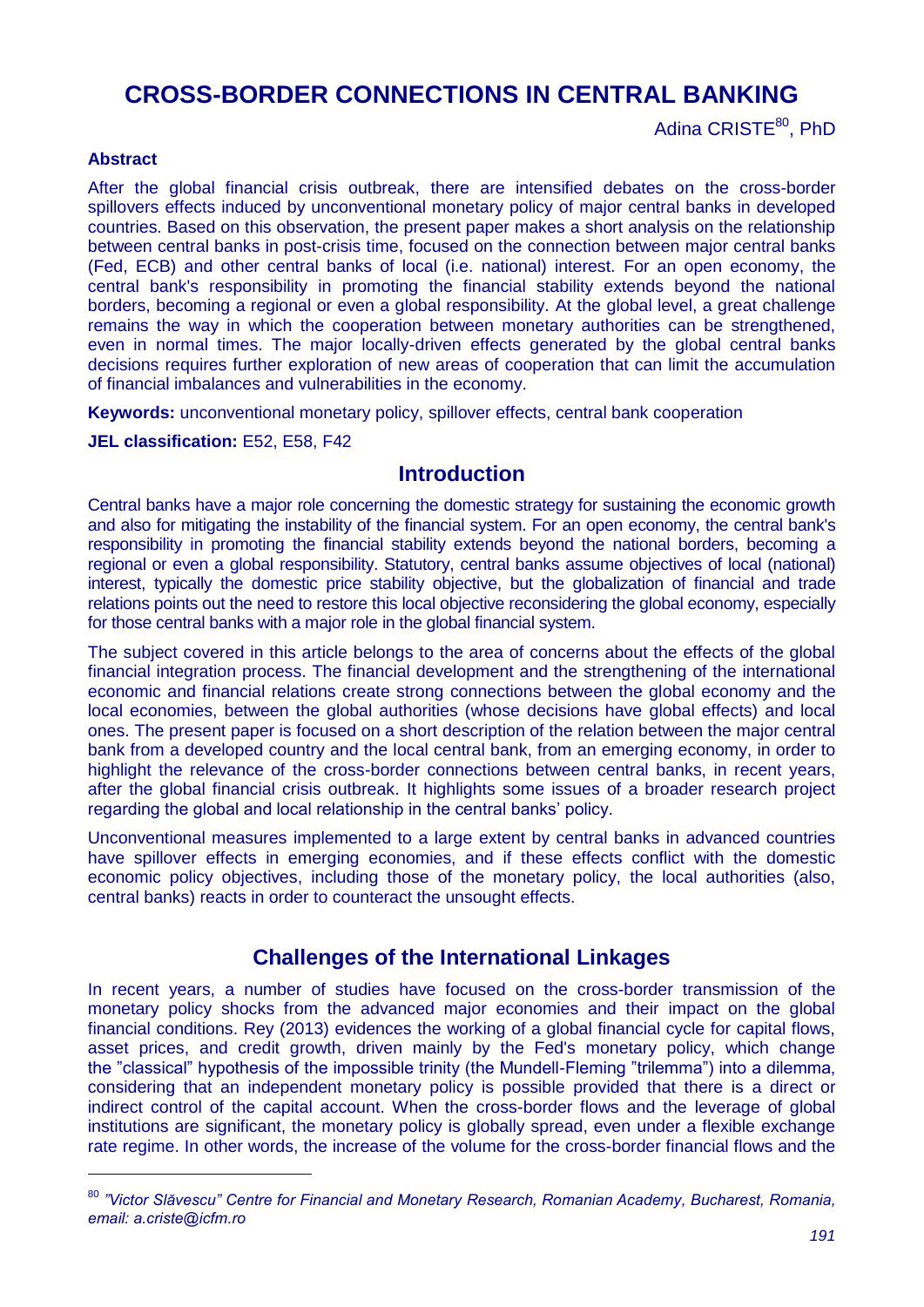# CROSS-BORDER CONNECTIONS IN CENTRAL BANKING

Adina CRISTE[80], PhD

**Abstract**

After the global financial crisis outbreak, there are intensified debates on the cross-border spillovers effects induced by unconventional monetary policy of major central banks in developed countries. Based on this observation, the present paper makes a short analysis on the relationship between central banks in post-crisis time, focused on the connection between major central banks (Fed, ECB) and other central banks of local (i.e. national) interest. For an open economy, the central bank's responsibility in promoting the financial stability extends beyond the national borders, becoming a regional or even a global responsibility. At the global level, a great challenge remains the way in which the cooperation between monetary authorities can be strengthened, even in normal times. The major locally-driven effects generated by the global central banks decisions requires further exploration of new areas of cooperation that can limit the accumulation of financial imbalances and vulnerabilities in the economy.

**Keywords:** unconventional monetary policy, spillover effects, central bank cooperation

**JEL classification:** E52, E58, F42

## Introduction

Central banks have a major role concerning the domestic strategy for sustaining the economic growth and also for mitigating the instability of the financial system. For an open economy, the central bank's responsibility in promoting the financial stability extends beyond the national borders, becoming a regional or even a global responsibility. Statutory, central banks assume objectives of local (national) interest, typically the domestic price stability objective, but the globalization of financial and trade relations points out the need to restore this local objective reconsidering the global economy, especially for those central banks with a major role in the global financial system.

The subject covered in this article belongs to the area of concerns about the effects of the global financial integration process. The financial development and the strengthening of the international economic and financial relations create strong connections between the global economy and the local economies, between the global authorities (whose decisions have global effects) and local ones. The present paper is focused on a short description of the relation between the major central bank from a developed country and the local central bank, from an emerging economy, in order to highlight the relevance of the cross-border connections between central banks, in recent years, after the global financial crisis outbreak. It highlights some issues of a broader research project regarding the global and local relationship in the central banks' policy.

Unconventional measures implemented to a large extent by central banks in advanced countries have spillover effects in emerging economies, and if these effects conflict with the domestic economic policy objectives, including those of the monetary policy, the local authorities (also, central banks) reacts in order to counteract the unsought effects.

## Challenges of the International Linkages

In recent years, a number of studies have focused on the cross-border transmission of the monetary policy shocks from the advanced major economies and their impact on the global financial conditions. Rey (2013) evidences the working of a global financial cycle for capital flows, asset prices, and credit growth, driven mainly by the Fed's monetary policy, which change the "classical" hypothesis of the impossible trinity (the Mundell-Fleming "trilemma") into a dilemma, considering that an independent monetary policy is possible provided that there is a direct or indirect control of the capital account. When the cross-border flows and the leverage of global institutions are significant, the monetary policy is globally spread, even under a flexible exchange rate regime. In other words, the increase of the volume for the cross-border financial flows and the

---

[80] *"Victor Slăvescu" Centre for Financial and Monetary Research, Romanian Academy, Bucharest, Romania, email: a.criste@icfm.ro*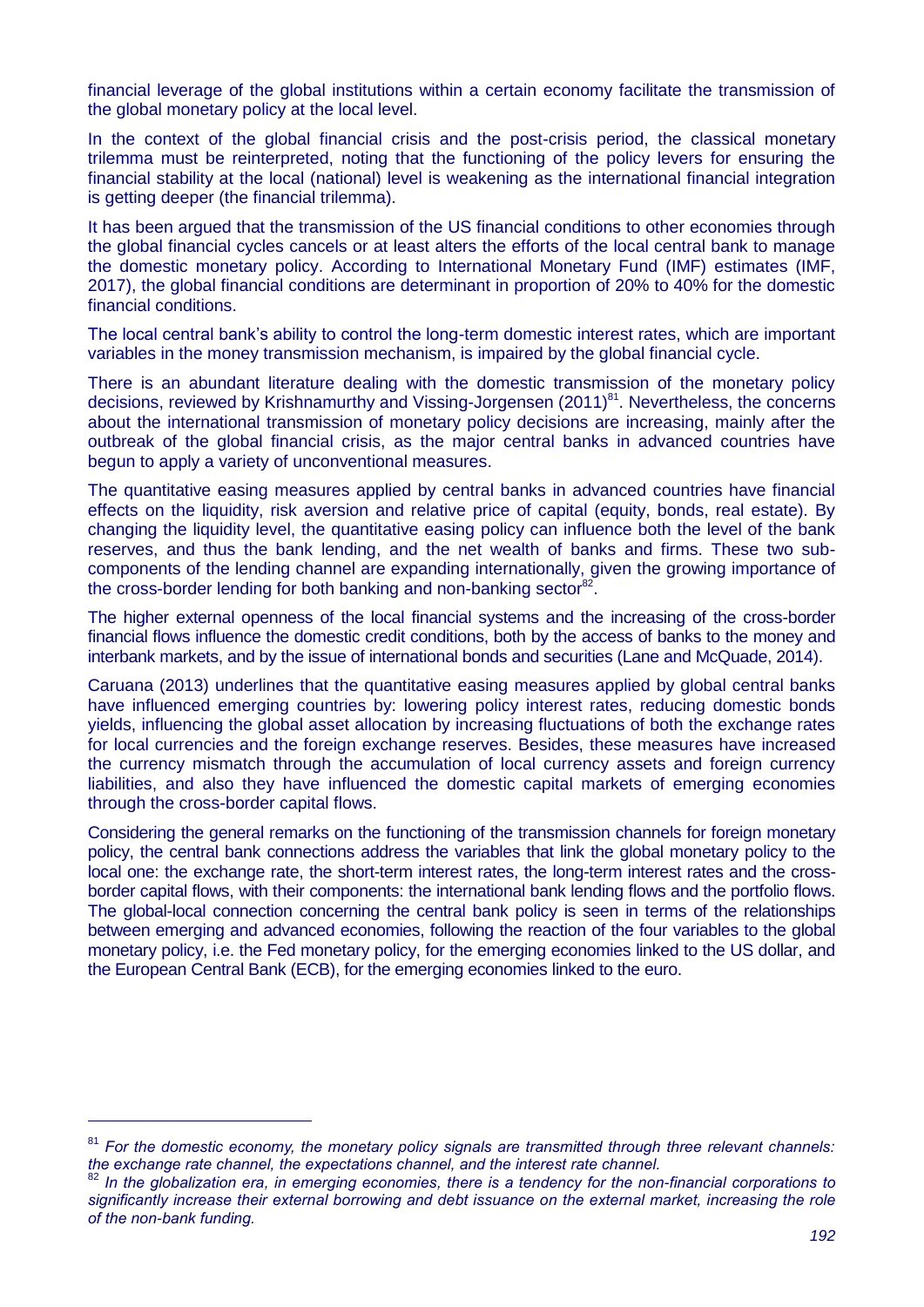financial leverage of the global institutions within a certain economy facilitate the transmission of the global monetary policy at the local level.

In the context of the global financial crisis and the post-crisis period, the classical monetary trilemma must be reinterpreted, noting that the functioning of the policy levers for ensuring the financial stability at the local (national) level is weakening as the international financial integration is getting deeper (the financial trilemma).

It has been argued that the transmission of the US financial conditions to other economies through the global financial cycles cancels or at least alters the efforts of the local central bank to manage the domestic monetary policy. According to International Monetary Fund (IMF) estimates (IMF, 2017), the global financial conditions are determinant in proportion of 20% to 40% for the domestic financial conditions.

The local central bank's ability to control the long-term domestic interest rates, which are important variables in the money transmission mechanism, is impaired by the global financial cycle.

There is an abundant literature dealing with the domestic transmission of the monetary policy decisions, reviewed by Krishnamurthy and Vissing-Jorgensen (2011)[81]. Nevertheless, the concerns about the international transmission of monetary policy decisions are increasing, mainly after the outbreak of the global financial crisis, as the major central banks in advanced countries have begun to apply a variety of unconventional measures.

The quantitative easing measures applied by central banks in advanced countries have financial effects on the liquidity, risk aversion and relative price of capital (equity, bonds, real estate). By changing the liquidity level, the quantitative easing policy can influence both the level of the bank reserves, and thus the bank lending, and the net wealth of banks and firms. These two sub-components of the lending channel are expanding internationally, given the growing importance of the cross-border lending for both banking and non-banking sector[82].

The higher external openness of the local financial systems and the increasing of the cross-border financial flows influence the domestic credit conditions, both by the access of banks to the money and interbank markets, and by the issue of international bonds and securities (Lane and McQuade, 2014).

Caruana (2013) underlines that the quantitative easing measures applied by global central banks have influenced emerging countries by: lowering policy interest rates, reducing domestic bonds yields, influencing the global asset allocation by increasing fluctuations of both the exchange rates for local currencies and the foreign exchange reserves. Besides, these measures have increased the currency mismatch through the accumulation of local currency assets and foreign currency liabilities, and also they have influenced the domestic capital markets of emerging economies through the cross-border capital flows.

Considering the general remarks on the functioning of the transmission channels for foreign monetary policy, the central bank connections address the variables that link the global monetary policy to the local one: the exchange rate, the short-term interest rates, the long-term interest rates and the cross-border capital flows, with their components: the international bank lending flows and the portfolio flows. The global-local connection concerning the central bank policy is seen in terms of the relationships between emerging and advanced economies, following the reaction of the four variables to the global monetary policy, i.e. the Fed monetary policy, for the emerging economies linked to the US dollar, and the European Central Bank (ECB), for the emerging economies linked to the euro.

---

[81] *For the domestic economy, the monetary policy signals are transmitted through three relevant channels: the exchange rate channel, the expectations channel, and the interest rate channel.*

[82] *In the globalization era, in emerging economies, there is a tendency for the non-financial corporations to significantly increase their external borrowing and debt issuance on the external market, increasing the role of the non-bank funding.*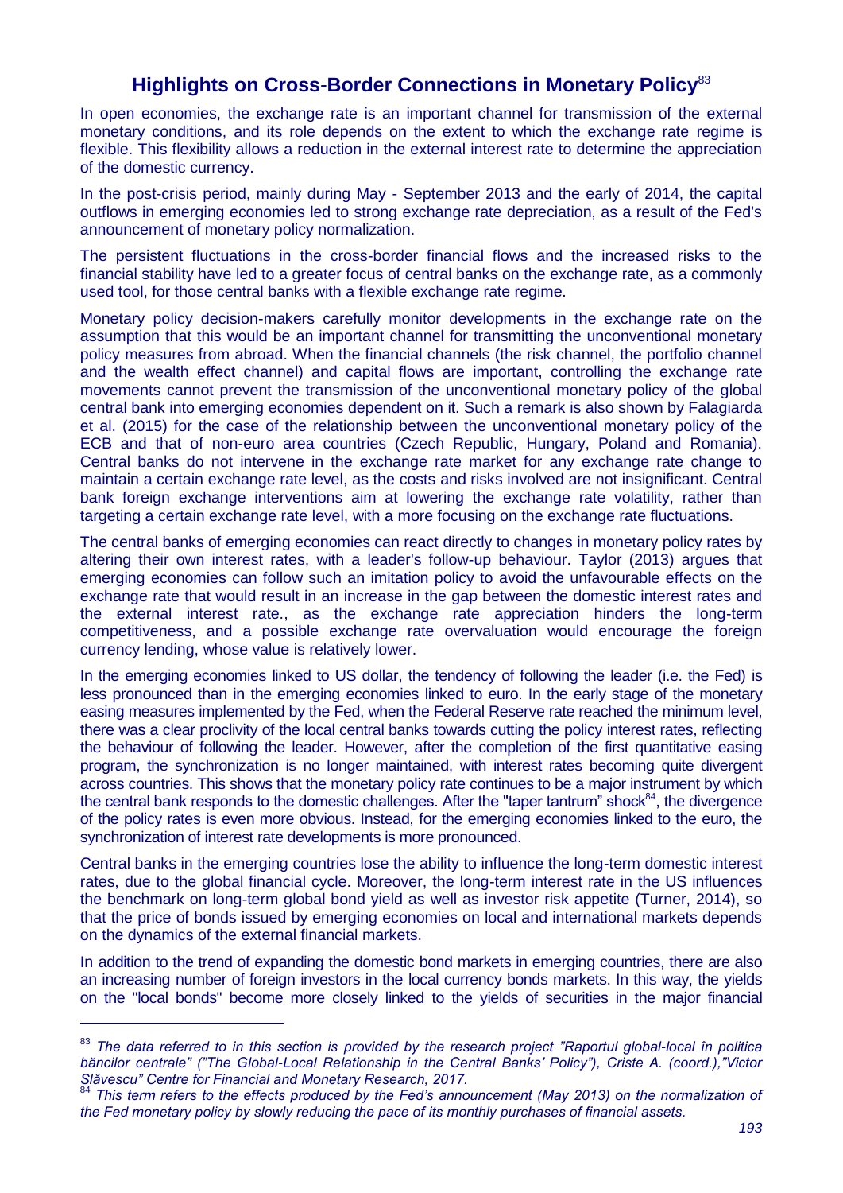## Highlights on Cross-Border Connections in Monetary Policy[83]

In open economies, the exchange rate is an important channel for transmission of the external monetary conditions, and its role depends on the extent to which the exchange rate regime is flexible. This flexibility allows a reduction in the external interest rate to determine the appreciation of the domestic currency.

In the post-crisis period, mainly during May - September 2013 and the early of 2014, the capital outflows in emerging economies led to strong exchange rate depreciation, as a result of the Fed's announcement of monetary policy normalization.

The persistent fluctuations in the cross-border financial flows and the increased risks to the financial stability have led to a greater focus of central banks on the exchange rate, as a commonly used tool, for those central banks with a flexible exchange rate regime.

Monetary policy decision-makers carefully monitor developments in the exchange rate on the assumption that this would be an important channel for transmitting the unconventional monetary policy measures from abroad. When the financial channels (the risk channel, the portfolio channel and the wealth effect channel) and capital flows are important, controlling the exchange rate movements cannot prevent the transmission of the unconventional monetary policy of the global central bank into emerging economies dependent on it. Such a remark is also shown by Falagiarda et al. (2015) for the case of the relationship between the unconventional monetary policy of the ECB and that of non-euro area countries (Czech Republic, Hungary, Poland and Romania). Central banks do not intervene in the exchange rate market for any exchange rate change to maintain a certain exchange rate level, as the costs and risks involved are not insignificant. Central bank foreign exchange interventions aim at lowering the exchange rate volatility, rather than targeting a certain exchange rate level, with a more focusing on the exchange rate fluctuations.

The central banks of emerging economies can react directly to changes in monetary policy rates by altering their own interest rates, with a leader's follow-up behaviour. Taylor (2013) argues that emerging economies can follow such an imitation policy to avoid the unfavourable effects on the exchange rate that would result in an increase in the gap between the domestic interest rates and the external interest rate., as the exchange rate appreciation hinders the long-term competitiveness, and a possible exchange rate overvaluation would encourage the foreign currency lending, whose value is relatively lower.

In the emerging economies linked to US dollar, the tendency of following the leader (i.e. the Fed) is less pronounced than in the emerging economies linked to euro. In the early stage of the monetary easing measures implemented by the Fed, when the Federal Reserve rate reached the minimum level, there was a clear proclivity of the local central banks towards cutting the policy interest rates, reflecting the behaviour of following the leader. However, after the completion of the first quantitative easing program, the synchronization is no longer maintained, with interest rates becoming quite divergent across countries. This shows that the monetary policy rate continues to be a major instrument by which the central bank responds to the domestic challenges. After the "taper tantrum" shock[84], the divergence of the policy rates is even more obvious. Instead, for the emerging economies linked to the euro, the synchronization of interest rate developments is more pronounced.

Central banks in the emerging countries lose the ability to influence the long-term domestic interest rates, due to the global financial cycle. Moreover, the long-term interest rate in the US influences the benchmark on long-term global bond yield as well as investor risk appetite (Turner, 2014), so that the price of bonds issued by emerging economies on local and international markets depends on the dynamics of the external financial markets.

In addition to the trend of expanding the domestic bond markets in emerging countries, there are also an increasing number of foreign investors in the local currency bonds markets. In this way, the yields on the "local bonds" become more closely linked to the yields of securities in the major financial

---

[83] *The data referred to in this section is provided by the research project "Raportul global-local în politica băncilor centrale" ("The Global-Local Relationship in the Central Banks' Policy"), Criste A. (coord.),"Victor Slăvescu" Centre for Financial and Monetary Research, 2017.*

[84] *This term refers to the effects produced by the Fed's announcement (May 2013) on the normalization of the Fed monetary policy by slowly reducing the pace of its monthly purchases of financial assets.*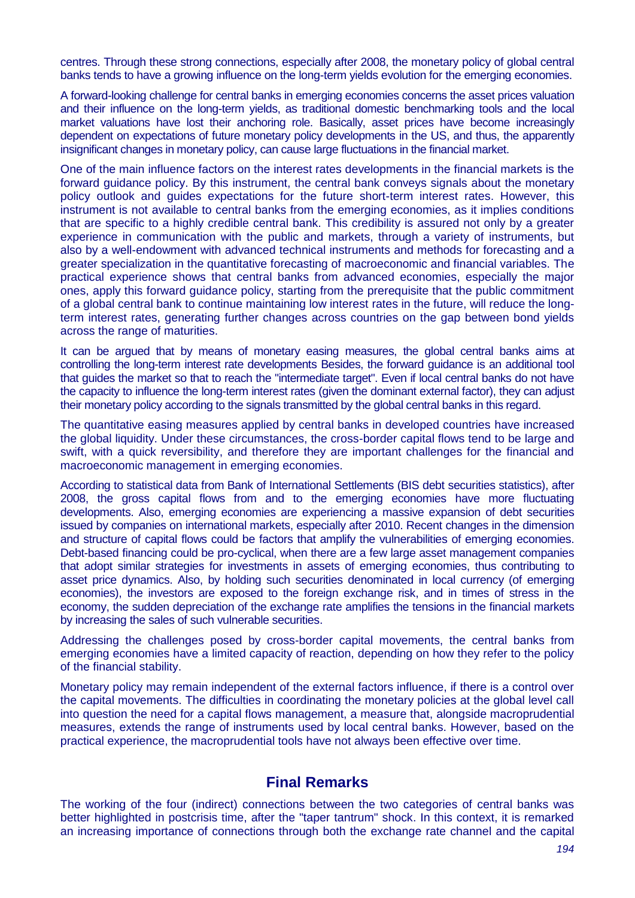centres. Through these strong connections, especially after 2008, the monetary policy of global central banks tends to have a growing influence on the long-term yields evolution for the emerging economies.

A forward-looking challenge for central banks in emerging economies concerns the asset prices valuation and their influence on the long-term yields, as traditional domestic benchmarking tools and the local market valuations have lost their anchoring role. Basically, asset prices have become increasingly dependent on expectations of future monetary policy developments in the US, and thus, the apparently insignificant changes in monetary policy, can cause large fluctuations in the financial market.

One of the main influence factors on the interest rates developments in the financial markets is the forward guidance policy. By this instrument, the central bank conveys signals about the monetary policy outlook and guides expectations for the future short-term interest rates. However, this instrument is not available to central banks from the emerging economies, as it implies conditions that are specific to a highly credible central bank. This credibility is assured not only by a greater experience in communication with the public and markets, through a variety of instruments, but also by a well-endowment with advanced technical instruments and methods for forecasting and a greater specialization in the quantitative forecasting of macroeconomic and financial variables. The practical experience shows that central banks from advanced economies, especially the major ones, apply this forward guidance policy, starting from the prerequisite that the public commitment of a global central bank to continue maintaining low interest rates in the future, will reduce the long-term interest rates, generating further changes across countries on the gap between bond yields across the range of maturities.

It can be argued that by means of monetary easing measures, the global central banks aims at controlling the long-term interest rate developments Besides, the forward guidance is an additional tool that guides the market so that to reach the "intermediate target". Even if local central banks do not have the capacity to influence the long-term interest rates (given the dominant external factor), they can adjust their monetary policy according to the signals transmitted by the global central banks in this regard.

The quantitative easing measures applied by central banks in developed countries have increased the global liquidity. Under these circumstances, the cross-border capital flows tend to be large and swift, with a quick reversibility, and therefore they are important challenges for the financial and macroeconomic management in emerging economies.

According to statistical data from Bank of International Settlements (BIS debt securities statistics), after 2008, the gross capital flows from and to the emerging economies have more fluctuating developments. Also, emerging economies are experiencing a massive expansion of debt securities issued by companies on international markets, especially after 2010. Recent changes in the dimension and structure of capital flows could be factors that amplify the vulnerabilities of emerging economies. Debt-based financing could be pro-cyclical, when there are a few large asset management companies that adopt similar strategies for investments in assets of emerging economies, thus contributing to asset price dynamics. Also, by holding such securities denominated in local currency (of emerging economies), the investors are exposed to the foreign exchange risk, and in times of stress in the economy, the sudden depreciation of the exchange rate amplifies the tensions in the financial markets by increasing the sales of such vulnerable securities.

Addressing the challenges posed by cross-border capital movements, the central banks from emerging economies have a limited capacity of reaction, depending on how they refer to the policy of the financial stability.

Monetary policy may remain independent of the external factors influence, if there is a control over the capital movements. The difficulties in coordinating the monetary policies at the global level call into question the need for a capital flows management, a measure that, alongside macroprudential measures, extends the range of instruments used by local central banks. However, based on the practical experience, the macroprudential tools have not always been effective over time.

## Final Remarks

The working of the four (indirect) connections between the two categories of central banks was better highlighted in postcrisis time, after the "taper tantrum" shock. In this context, it is remarked an increasing importance of connections through both the exchange rate channel and the capital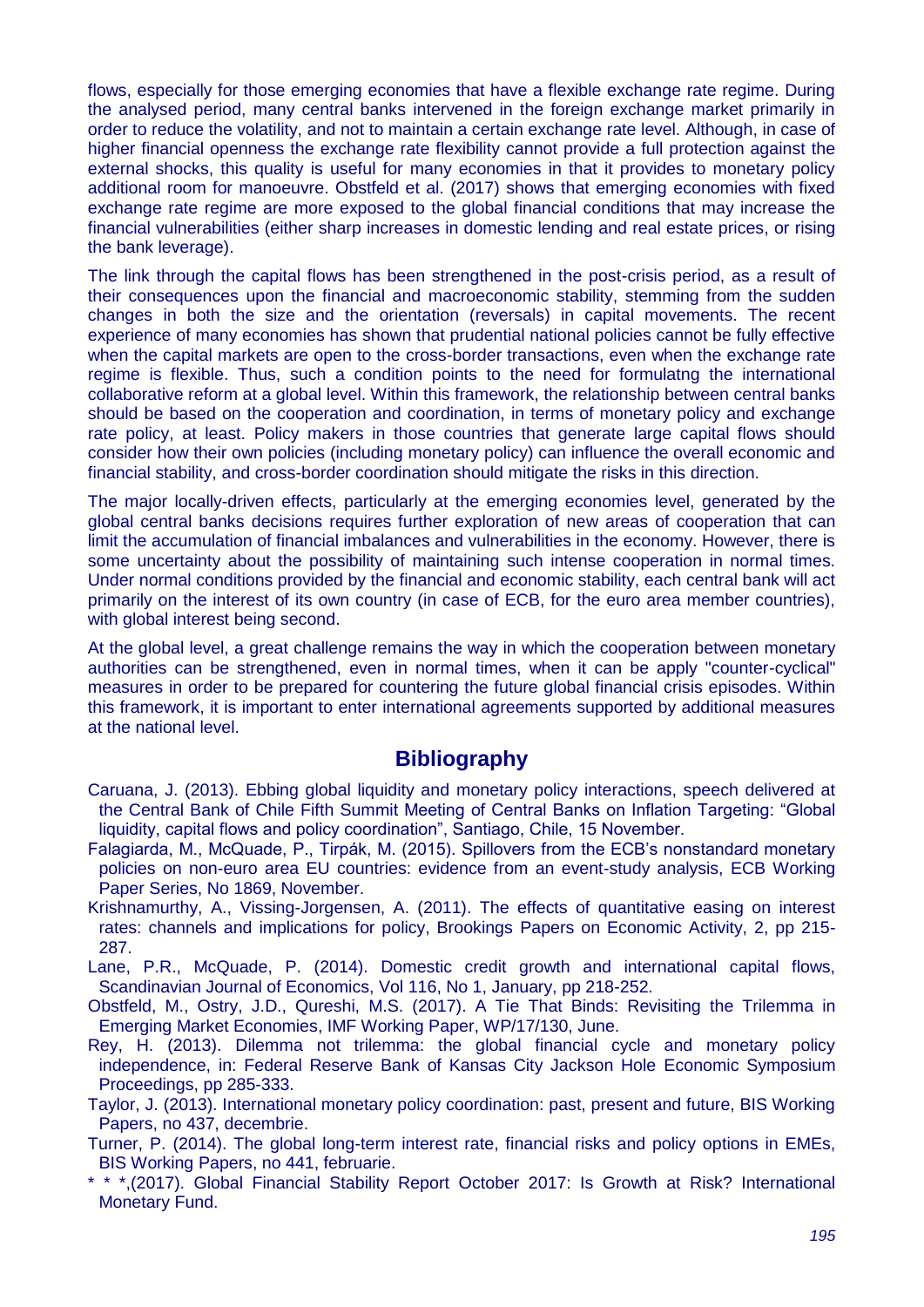flows, especially for those emerging economies that have a flexible exchange rate regime. During the analysed period, many central banks intervened in the foreign exchange market primarily in order to reduce the volatility, and not to maintain a certain exchange rate level. Although, in case of higher financial openness the exchange rate flexibility cannot provide a full protection against the external shocks, this quality is useful for many economies in that it provides to monetary policy additional room for manoeuvre. Obstfeld et al. (2017) shows that emerging economies with fixed exchange rate regime are more exposed to the global financial conditions that may increase the financial vulnerabilities (either sharp increases in domestic lending and real estate prices, or rising the bank leverage).

The link through the capital flows has been strengthened in the post-crisis period, as a result of their consequences upon the financial and macroeconomic stability, stemming from the sudden changes in both the size and the orientation (reversals) in capital movements. The recent experience of many economies has shown that prudential national policies cannot be fully effective when the capital markets are open to the cross-border transactions, even when the exchange rate regime is flexible. Thus, such a condition points to the need for formulatng the international collaborative reform at a global level. Within this framework, the relationship between central banks should be based on the cooperation and coordination, in terms of monetary policy and exchange rate policy, at least. Policy makers in those countries that generate large capital flows should consider how their own policies (including monetary policy) can influence the overall economic and financial stability, and cross-border coordination should mitigate the risks in this direction.

The major locally-driven effects, particularly at the emerging economies level, generated by the global central banks decisions requires further exploration of new areas of cooperation that can limit the accumulation of financial imbalances and vulnerabilities in the economy. However, there is some uncertainty about the possibility of maintaining such intense cooperation in normal times. Under normal conditions provided by the financial and economic stability, each central bank will act primarily on the interest of its own country (in case of ECB, for the euro area member countries), with global interest being second.

At the global level, a great challenge remains the way in which the cooperation between monetary authorities can be strengthened, even in normal times, when it can be apply "counter-cyclical" measures in order to be prepared for countering the future global financial crisis episodes. Within this framework, it is important to enter international agreements supported by additional measures at the national level.

## Bibliography

Caruana, J. (2013). Ebbing global liquidity and monetary policy interactions, speech delivered at the Central Bank of Chile Fifth Summit Meeting of Central Banks on Inflation Targeting: "Global liquidity, capital flows and policy coordination", Santiago, Chile, 15 November.

Falagiarda, M., McQuade, P., Tirpák, M. (2015). Spillovers from the ECB's nonstandard monetary policies on non-euro area EU countries: evidence from an event-study analysis, ECB Working Paper Series, No 1869, November.

Krishnamurthy, A., Vissing-Jorgensen, A. (2011). The effects of quantitative easing on interest rates: channels and implications for policy, Brookings Papers on Economic Activity, 2, pp 215-287.

Lane, P.R., McQuade, P. (2014). Domestic credit growth and international capital flows, Scandinavian Journal of Economics, Vol 116, No 1, January, pp 218-252.

Obstfeld, M., Ostry, J.D., Qureshi, M.S. (2017). A Tie That Binds: Revisiting the Trilemma in Emerging Market Economies, IMF Working Paper, WP/17/130, June.

Rey, H. (2013). Dilemma not trilemma: the global financial cycle and monetary policy independence, in: Federal Reserve Bank of Kansas City Jackson Hole Economic Symposium Proceedings, pp 285-333.

Taylor, J. (2013). International monetary policy coordination: past, present and future, BIS Working Papers, no 437, decembrie.

Turner, P. (2014). The global long-term interest rate, financial risks and policy options in EMEs, BIS Working Papers, no 441, februarie.

* * *,(2017). Global Financial Stability Report October 2017: Is Growth at Risk? International Monetary Fund.